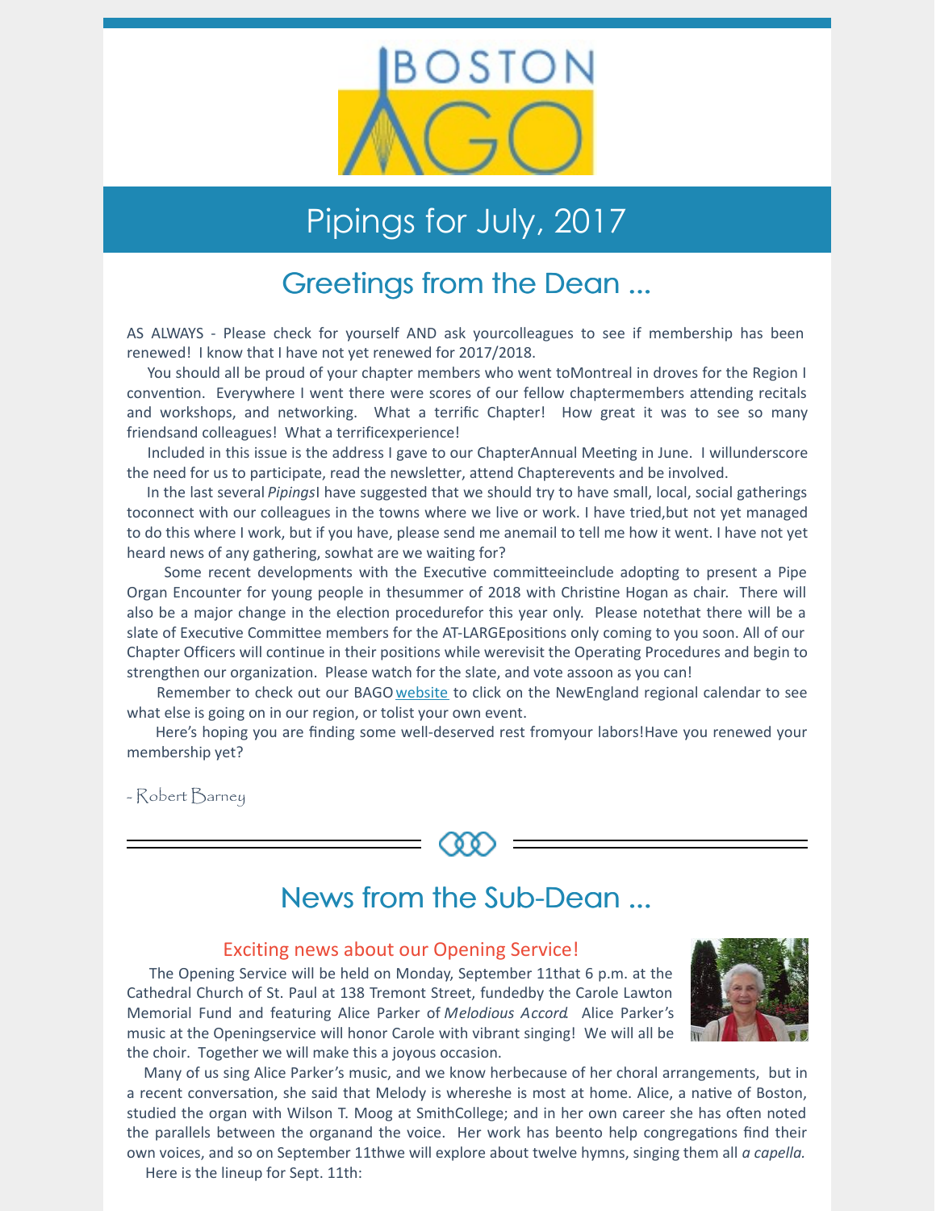BOSTON AGO

# Pipings for July, 2017

## Greetings from the Dean ...

AS ALWAYS - Please check for yourself AND ask yourcolleagues to see if membership has been renewed! I know that I have not yet renewed for 2017/2018.

You should all be proud of your chapter members who went toMontreal in droves for the Region I convention. Everywhere I went there were scores of our fellow chaptermembers attending recitals and workshops, and networking. What a terrific Chapter! How great it was to see so many friendsand colleagues! What a terrificexperience!

Included in this issue is the address I gave to our ChapterAnnual Meeting in June. I willunderscore the need for us to participate, read the newsletter, attend Chapterevents and be involved.

In the last several *Pipings*I have suggested that we should try to have small, local, social gatherings toconnect with our colleagues in the towns where we live or work. I have tried,but not yet managed to do this where I work, but if you have, please send me anemail to tell me how it went. I have not yet heard news of any gathering, sowhat are we waiting for?

Some recent developments with the Executive committeeinclude adopting to present a Pipe Organ Encounter for young people in thesummer of 2018 with Christine Hogan as chair. There will also be a major change in the election procedurefor this year only. Please notethat there will be a slate of Executive Committee members for the AT-LARGEpositions only coming to you soon. All of our Chapter Officers will continue in their positions while werevisit the Operating Procedures and begin to strengthen our organization. Please watch for the slate, and vote assoon as you can!

Remember to check out our BAGO website to click on the NewEngland regional calendar to see what else is going on in our region, or tolist your own event.

Here's hoping you are finding some well-deserved rest fromyour labors!Have you renewed your membership yet?

- Robert Barney

## News from the Sub-Dean ...

### Exciting news about our Opening Service!

The Opening Service will be held on Monday, September 11that 6 p.m. at the Cathedral Church of St. Paul at 138 Tremont Street, fundedby the Carole Lawton Memorial Fund and featuring Alice Parker of *Melodious Accord*. Alice Parker's music at the Openingservice will honor Carole with vibrant singing! We will all be the choir. Together we will make this a joyous occasion.

Many of us sing Alice Parker's music, and we know herbecause of her choral arrangements, but in a recent conversation, she said that Melody is whereshe is most at home. Alice, a native of Boston, studied the organ with Wilson T. Moog at SmithCollege; and in her own career she has often noted the parallels between the organand the voice. Her work has beento help congregations find their own voices, and so on September 11thwe will explore about twelve hymns, singing them all *a capella.*

Here is the lineup for Sept. 11th: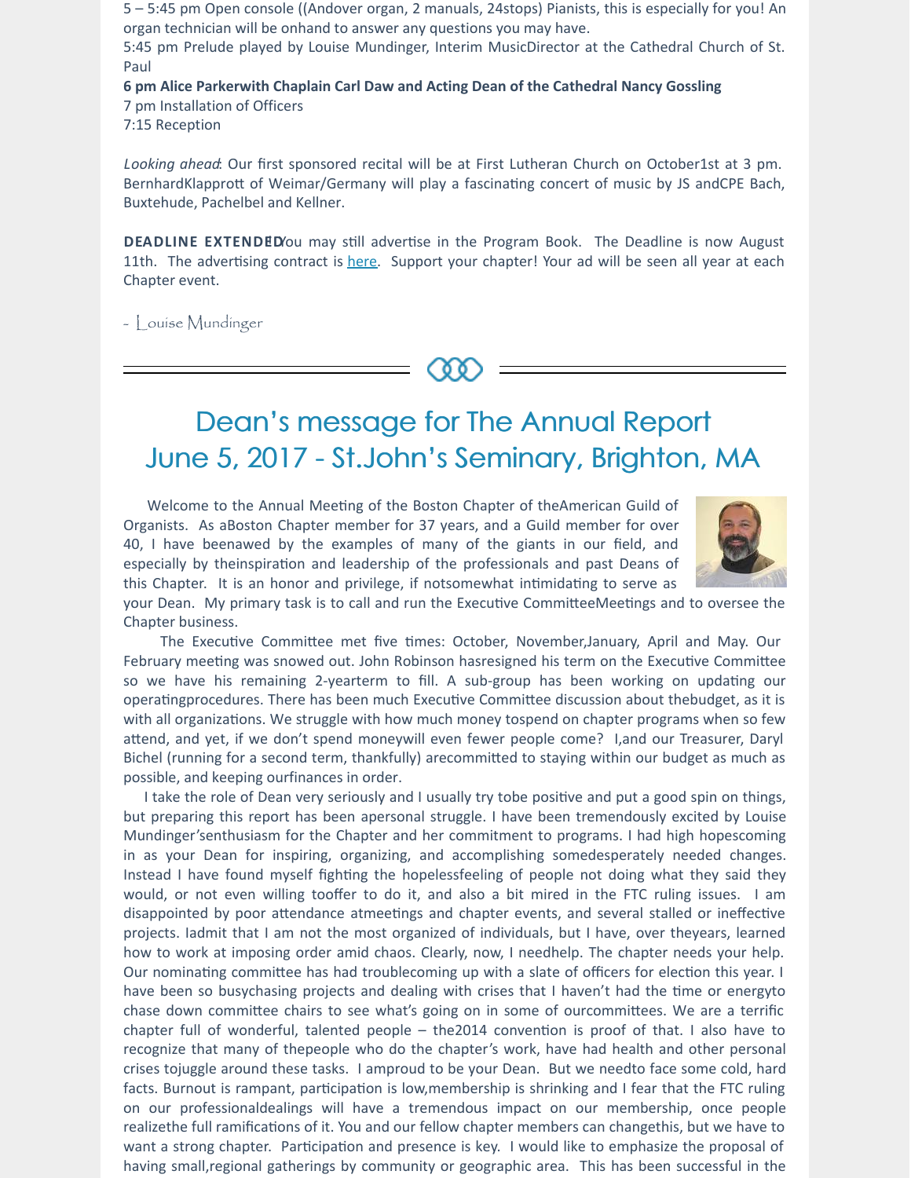5 – 5:45 pm Open console ((Andover organ, 2 manuals, 24stops) Pianists, this is especially for you! An organ technician will be onhand to answer any questions you may have.

5:45 pm Prelude played by Louise Mundinger, Interim MusicDirector at the Cathedral Church of St. Paul

**6 pm Alice Parkerwith Chaplain Carl Daw and Acting Dean of the Cathedral Nancy Gossling**

7 pm Installation of Officers

7:15 Reception

*Looking ahead*: Our first sponsored recital will be at First Lutheran Church on October1st at 3 pm. BernhardKlapprott of Weimar/Germany will play a fascinating concert of music by JS andCPE Bach, Buxtehude, Pachelbel and Kellner.

**DEADLINE EXTENDED**: You may still advertise in the Program Book. The Deadline is now August 11th. The advertising contract is here. Support your chapter! Your ad will be seen all year at each Chapter event.

- Louise Mundinger

## Dean's message for The Annual Report
## June 5, 2017 - St.John's Seminary, Brighton, MA

Welcome to the Annual Meeting of the Boston Chapter of theAmerican Guild of Organists. As aBoston Chapter member for 37 years, and a Guild member for over 40, I have beenawed by the examples of many of the giants in our field, and especially by theinspiration and leadership of the professionals and past Deans of this Chapter. It is an honor and privilege, if notsomewhat intimidating to serve as your Dean. My primary task is to call and run the Executive CommitteeMeetings and to oversee the Chapter business.

The Executive Committee met five times: October, November,January, April and May. Our February meeting was snowed out. John Robinson hasresigned his term on the Executive Committee so we have his remaining 2-yearterm to fill. A sub-group has been working on updating our operatingprocedures. There has been much Executive Committee discussion about thebudget, as it is with all organizations. We struggle with how much money tospend on chapter programs when so few attend, and yet, if we don't spend moneywill even fewer people come? I,and our Treasurer, Daryl Bichel (running for a second term, thankfully) arecommitted to staying within our budget as much as possible, and keeping ourfinances in order.

I take the role of Dean very seriously and I usually try tobe positive and put a good spin on things, but preparing this report has been apersonal struggle. I have been tremendously excited by Louise Mundinger'senthusiasm for the Chapter and her commitment to programs. I had high hopescoming in as your Dean for inspiring, organizing, and accomplishing somedesperately needed changes. Instead I have found myself fighting the hopelessfeeling of people not doing what they said they would, or not even willing tooffer to do it, and also a bit mired in the FTC ruling issues. I am disappointed by poor attendance atmeetings and chapter events, and several stalled or ineffective projects. Iadmit that I am not the most organized of individuals, but I have, over theyears, learned how to work at imposing order amid chaos. Clearly, now, I needhelp. The chapter needs your help. Our nominating committee has had troublecoming up with a slate of officers for election this year. I have been so busychasing projects and dealing with crises that I haven't had the time or energyto chase down committee chairs to see what's going on in some of ourcommittees. We are a terrific chapter full of wonderful, talented people – the2014 convention is proof of that. I also have to recognize that many of thepeople who do the chapter's work, have had health and other personal crises tojuggle around these tasks. I amproud to be your Dean. But we needto face some cold, hard facts. Burnout is rampant, participation is low,membership is shrinking and I fear that the FTC ruling on our professionaldealings will have a tremendous impact on our membership, once people realizethe full ramifications of it. You and our fellow chapter members can changethis, but we have to want a strong chapter. Participation and presence is key. I would like to emphasize the proposal of having small,regional gatherings by community or geographic area. This has been successful in the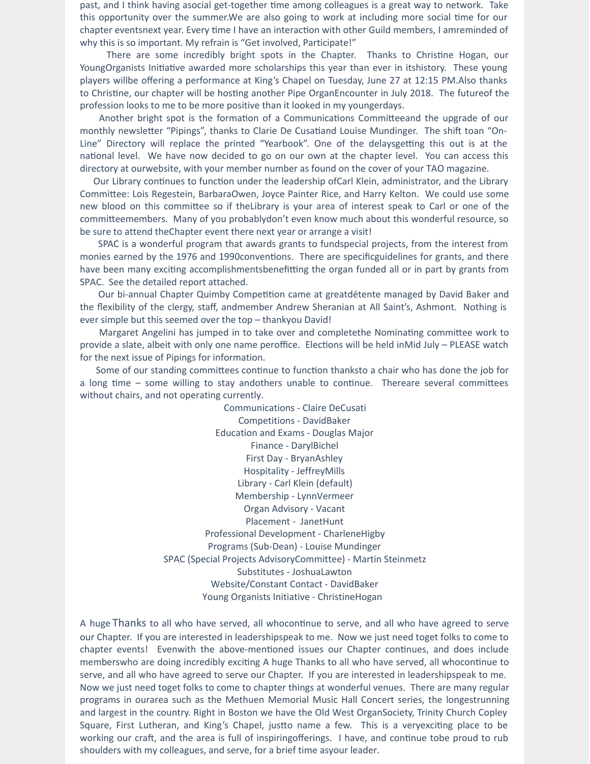past, and I think having asocial get-together time among colleagues is a great way to network. Take this opportunity over the summer.We are also going to work at including more social time for our chapter eventsnext year. Every time I have an interaction with other Guild members, I amreminded of why this is so important. My refrain is "Get involved, Participate!"

There are some incredibly bright spots in the Chapter. Thanks to Christine Hogan, our YoungOrganists Initiative awarded more scholarships this year than ever in itshistory. These young players willbe offering a performance at King's Chapel on Tuesday, June 27 at 12:15 PM.Also thanks to Christine, our chapter will be hosting another Pipe OrganEncounter in July 2018. The futureof the profession looks to me to be more positive than it looked in my youngerdays.

Another bright spot is the formation of a Communications Committeeand the upgrade of our monthly newsletter "Pipings", thanks to Clarie De Cusatiand Louise Mundinger. The shift toan "On-Line" Directory will replace the printed "Yearbook". One of the delaysgetting this out is at the national level. We have now decided to go on our own at the chapter level. You can access this directory at ourwebsite, with your member number as found on the cover of your TAO magazine.

Our Library continues to function under the leadership ofCarl Klein, administrator, and the Library Committee: Lois Regestein, BarbaraOwen, Joyce Painter Rice, and Harry Kelton. We could use some new blood on this committee so if theLibrary is your area of interest speak to Carl or one of the committeemembers. Many of you probablydon't even know much about this wonderful resource, so be sure to attend theChapter event there next year or arrange a visit!

SPAC is a wonderful program that awards grants to fundspecial projects, from the interest from monies earned by the 1976 and 1990conventions. There are specificguidelines for grants, and there have been many exciting accomplishmentsbenefitting the organ funded all or in part by grants from SPAC. See the detailed report attached.

Our bi-annual Chapter Quimby Competition came at greatdétente managed by David Baker and the flexibility of the clergy, staff, andmember Andrew Sheranian at All Saint's, Ashmont. Nothing is ever simple but this seemed over the top – thankyou David!

Margaret Angelini has jumped in to take over and completethe Nominating committee work to provide a slate, albeit with only one name peroffice. Elections will be held inMid July – PLEASE watch for the next issue of Pipings for information.

Some of our standing committees continue to function thanksto a chair who has done the job for a long time – some willing to stay andothers unable to continue. Thereare several committees without chairs, and not operating currently.

Communications - Claire DeCusati
Competitions - DavidBaker
Education and Exams - Douglas Major
Finance - DarylBichel
First Day - BryanAshley
Hospitality - JeffreyMills
Library - Carl Klein (default)
Membership - LynnVermeer
Organ Advisory - Vacant
Placement - JanetHunt
Professional Development - CharleneHigby
Programs (Sub-Dean) - Louise Mundinger
SPAC (Special Projects AdvisoryCommittee) - Martin Steinmetz
Substitutes - JoshuaLawton
Website/Constant Contact - DavidBaker
Young Organists Initiative - ChristineHogan

A huge Thanks to all who have served, all whocontinue to serve, and all who have agreed to serve our Chapter. If you are interested in leadershipspeak to me. Now we just need toget folks to come to chapter events! Evenwith the above-mentioned issues our Chapter continues, and does include memberswho are doing incredibly exciting A huge Thanks to all who have served, all whocontinue to serve, and all who have agreed to serve our Chapter. If you are interested in leadershipspeak to me. Now we just need toget folks to come to chapter things at wonderful venues. There are many regular programs in ourarea such as the Methuen Memorial Music Hall Concert series, the longestrunning and largest in the country. Right in Boston we have the Old West OrganSociety, Trinity Church Copley Square, First Lutheran, and King's Chapel, justto name a few. This is a veryexciting place to be working our craft, and the area is full of inspiringofferings. I have, and continue tobe proud to rub shoulders with my colleagues, and serve, for a brief time asyour leader.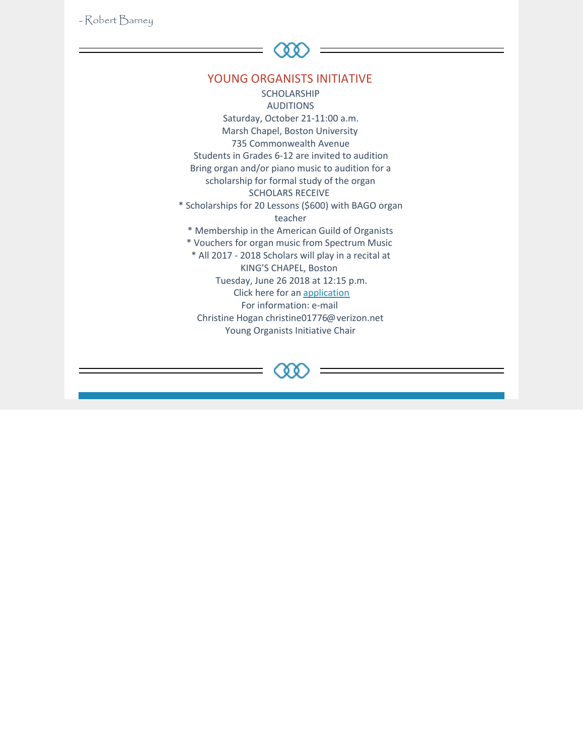- Robert Barney

## YOUNG ORGANISTS INITIATIVE

SCHOLARSHIP
AUDITIONS
Saturday, October 21-11:00 a.m.
Marsh Chapel, Boston University
735 Commonwealth Avenue
Students in Grades 6-12 are invited to audition
Bring organ and/or piano music to audition for a scholarship for formal study of the organ
SCHOLARS RECEIVE
* Scholarships for 20 Lessons ($600) with BAGO organ teacher
* Membership in the American Guild of Organists
* Vouchers for organ music from Spectrum Music
* All 2017 - 2018 Scholars will play in a recital at KING'S CHAPEL, Boston
Tuesday, June 26 2018 at 12:15 p.m.
Click here for an application
For information: e-mail
Christine Hogan christine01776@verizon.net
Young Organists Initiative Chair